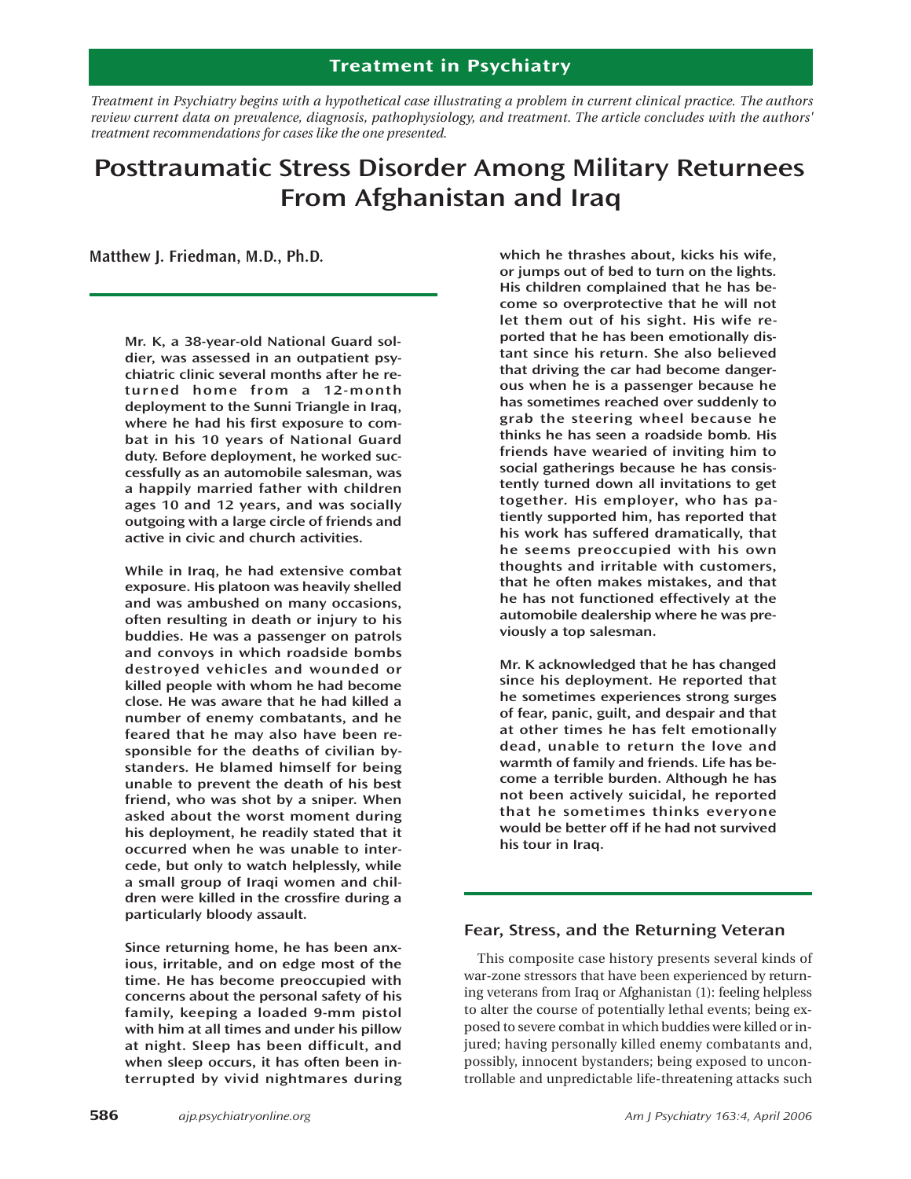## Treatment in Psychiatry

*Treatment in Psychiatry begins with a hypothetical case illustrating a problem in current clinical practice. The authors review current data on prevalence, diagnosis, pathophysiology, and treatment. The article concludes with the authors' treatment recommendations for cases like the one presented.*

# Posttraumatic Stress Disorder Among Military Returnees From Afghanistan and Iraq

**Matthew J. Friedman, M.D., Ph.D.**

**Mr. K, a 38-year-old National Guard soldier, was assessed in an outpatient psychiatric clinic several months after he returned home from a 12-month deployment to the Sunni Triangle in Iraq, where he had his first exposure to combat in his 10 years of National Guard duty. Before deployment, he worked successfully as an automobile salesman, was a happily married father with children ages 10 and 12 years, and was socially outgoing with a large circle of friends and active in civic and church activities.**

**While in Iraq, he had extensive combat exposure. His platoon was heavily shelled and was ambushed on many occasions, often resulting in death or injury to his buddies. He was a passenger on patrols and convoys in which roadside bombs destroyed vehicles and wounded or killed people with whom he had become close. He was aware that he had killed a number of enemy combatants, and he feared that he may also have been responsible for the deaths of civilian bystanders. He blamed himself for being unable to prevent the death of his best friend, who was shot by a sniper. When asked about the worst moment during his deployment, he readily stated that it occurred when he was unable to intercede, but only to watch helplessly, while a small group of Iraqi women and children were killed in the crossfire during a particularly bloody assault.**

**Since returning home, he has been anxious, irritable, and on edge most of the time. He has become preoccupied with concerns about the personal safety of his family, keeping a loaded 9-mm pistol with him at all times and under his pillow at night. Sleep has been difficult, and when sleep occurs, it has often been interrupted by vivid nightmares during which he thrashes about, kicks his wife, or jumps out of bed to turn on the lights. His children complained that he has become so overprotective that he will not let them out of his sight. His wife reported that he has been emotionally distant since his return. She also believed that driving the car had become dangerous when he is a passenger because he has sometimes reached over suddenly to grab the steering wheel because he thinks he has seen a roadside bomb. His friends have wearied of inviting him to social gatherings because he has consistently turned down all invitations to get together. His employer, who has patiently supported him, has reported that his work has suffered dramatically, that he seems preoccupied with his own thoughts and irritable with customers, that he often makes mistakes, and that he has not functioned effectively at the automobile dealership where he was previously a top salesman.**

**Mr. K acknowledged that he has changed since his deployment. He reported that he sometimes experiences strong surges of fear, panic, guilt, and despair and that at other times he has felt emotionally dead, unable to return the love and warmth of family and friends. Life has become a terrible burden. Although he has not been actively suicidal, he reported that he sometimes thinks everyone would be better off if he had not survived his tour in Iraq.**

## Fear, Stress, and the Returning Veteran

This composite case history presents several kinds of war-zone stressors that have been experienced by returning veterans from Iraq or Afghanistan (1): feeling helpless to alter the course of potentially lethal events; being exposed to severe combat in which buddies were killed or injured; having personally killed enemy combatants and, possibly, innocent bystanders; being exposed to uncontrollable and unpredictable life-threatening attacks such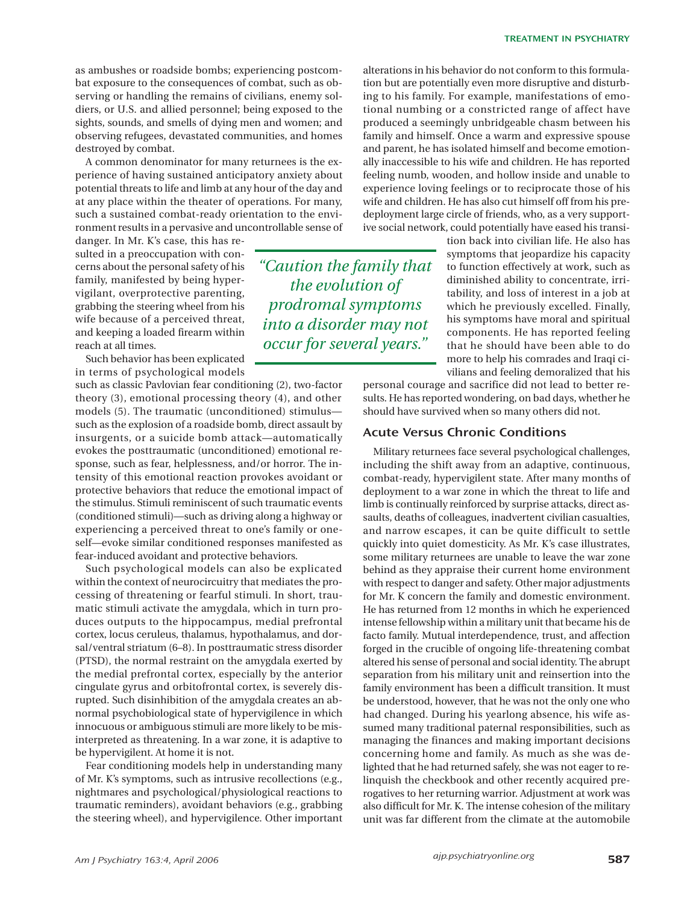as ambushes or roadside bombs; experiencing postcombat exposure to the consequences of combat, such as observing or handling the remains of civilians, enemy soldiers, or U.S. and allied personnel; being exposed to the sights, sounds, and smells of dying men and women; and observing refugees, devastated communities, and homes destroyed by combat.

A common denominator for many returnees is the experience of having sustained anticipatory anxiety about potential threats to life and limb at any hour of the day and at any place within the theater of operations. For many, such a sustained combat-ready orientation to the environment results in a pervasive and uncontrollable sense of danger. In Mr. K's case, this has resulted in a preoccupation with concerns about the personal safety of his family, manifested by being hypervigilant, overprotective parenting, grabbing the steering wheel from his wife because of a perceived threat, and keeping a loaded firearm within reach at all times.

Such behavior has been explicated in terms of psychological models such as classic Pavlovian fear conditioning (2), two-factor theory (3), emotional processing theory (4), and other models (5). The traumatic (unconditioned) stimulus—such as the explosion of a roadside bomb, direct assault by insurgents, or a suicide bomb attack—automatically evokes the posttraumatic (unconditioned) emotional response, such as fear, helplessness, and/or horror. The intensity of this emotional reaction provokes avoidant or protective behaviors that reduce the emotional impact of the stimulus. Stimuli reminiscent of such traumatic events (conditioned stimuli)—such as driving along a highway or experiencing a perceived threat to one's family or oneself—evoke similar conditioned responses manifested as fear-induced avoidant and protective behaviors.

Such psychological models can also be explicated within the context of neurocircuitry that mediates the processing of threatening or fearful stimuli. In short, traumatic stimuli activate the amygdala, which in turn produces outputs to the hippocampus, medial prefrontal cortex, locus ceruleus, thalamus, hypothalamus, and dorsal/ventral striatum (6–8). In posttraumatic stress disorder (PTSD), the normal restraint on the amygdala exerted by the medial prefrontal cortex, especially by the anterior cingulate gyrus and orbitofrontal cortex, is severely disrupted. Such disinhibition of the amygdala creates an abnormal psychobiological state of hypervigilence in which innocuous or ambiguous stimuli are more likely to be misinterpreted as threatening. In a war zone, it is adaptive to be hypervigilant. At home it is not.

Fear conditioning models help in understanding many of Mr. K's symptoms, such as intrusive recollections (e.g., nightmares and psychological/physiological reactions to traumatic reminders), avoidant behaviors (e.g., grabbing the steering wheel), and hypervigilence. Other important alterations in his behavior do not conform to this formulation but are potentially even more disruptive and disturbing to his family. For example, manifestations of emotional numbing or a constricted range of affect have produced a seemingly unbridgeable chasm between his family and himself. Once a warm and expressive spouse and parent, he has isolated himself and become emotionally inaccessible to his wife and children. He has reported feeling numb, wooden, and hollow inside and unable to experience loving feelings or to reciprocate those of his wife and children. He has also cut himself off from his predeployment large circle of friends, who, as a very supportive social network, could potentially have eased his transition back into civilian life. He also has symptoms that jeopardize his capacity to function effectively at work, such as diminished ability to concentrate, irritability, and loss of interest in a job at which he previously excelled. Finally, his symptoms have moral and spiritual components. He has reported feeling that he should have been able to do more to help his comrades and Iraqi civilians and feeling demoralized that his personal courage and sacrifice did not lead to better results. He has reported wondering, on bad days, whether he should have survived when so many others did not.

*"Caution the family that the evolution of prodromal symptoms into a disorder may not occur for several years."*

## Acute Versus Chronic Conditions

Military returnees face several psychological challenges, including the shift away from an adaptive, continuous, combat-ready, hypervigilent state. After many months of deployment to a war zone in which the threat to life and limb is continually reinforced by surprise attacks, direct assaults, deaths of colleagues, inadvertent civilian casualties, and narrow escapes, it can be quite difficult to settle quickly into quiet domesticity. As Mr. K's case illustrates, some military returnees are unable to leave the war zone behind as they appraise their current home environment with respect to danger and safety. Other major adjustments for Mr. K concern the family and domestic environment. He has returned from 12 months in which he experienced intense fellowship within a military unit that became his de facto family. Mutual interdependence, trust, and affection forged in the crucible of ongoing life-threatening combat altered his sense of personal and social identity. The abrupt separation from his military unit and reinsertion into the family environment has been a difficult transition. It must be understood, however, that he was not the only one who had changed. During his yearlong absence, his wife assumed many traditional paternal responsibilities, such as managing the finances and making important decisions concerning home and family. As much as she was delighted that he had returned safely, she was not eager to relinquish the checkbook and other recently acquired prerogatives to her returning warrior. Adjustment at work was also difficult for Mr. K. The intense cohesion of the military unit was far different from the climate at the automobile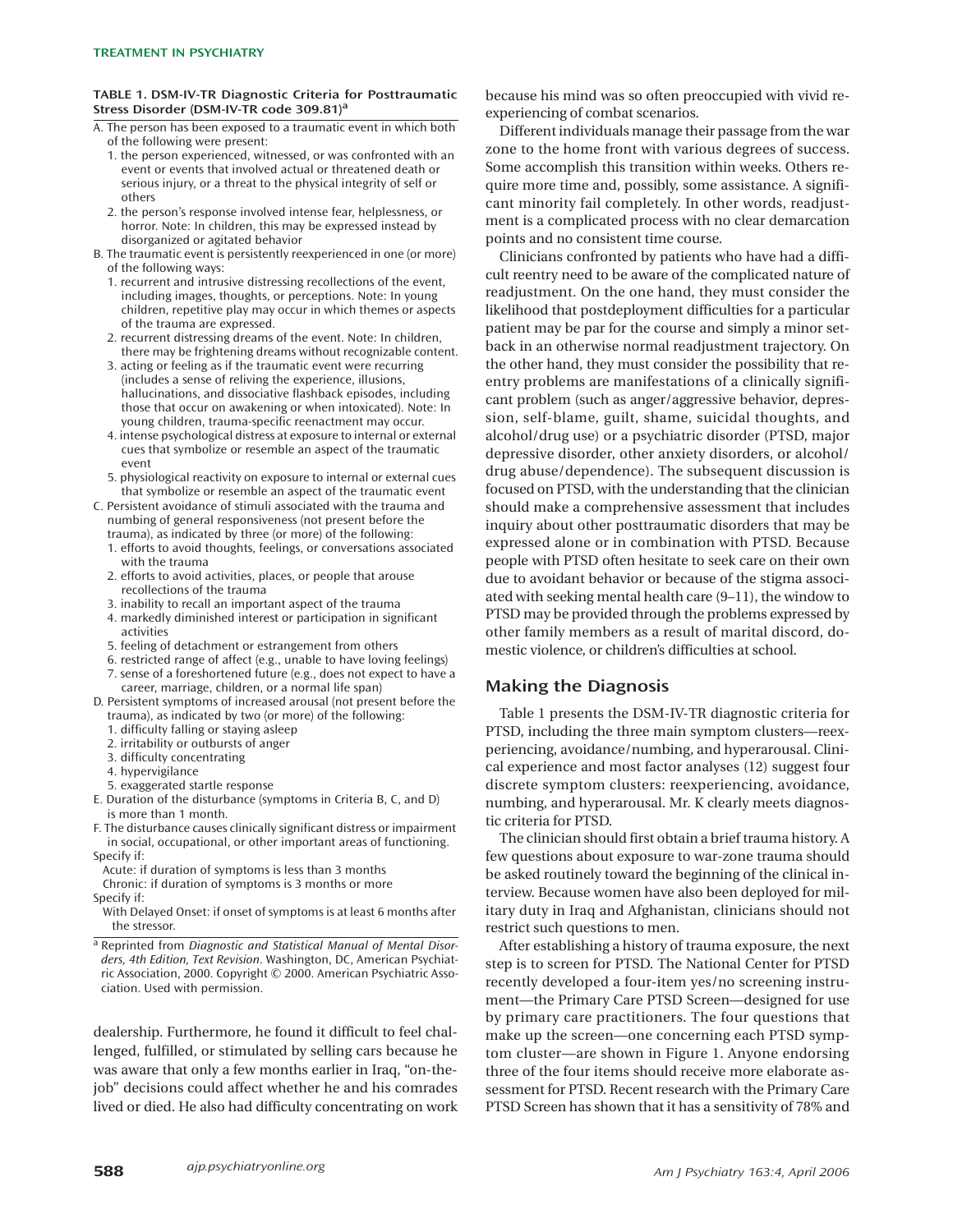**TABLE 1. DSM-IV-TR Diagnostic Criteria for Posttraumatic Stress Disorder (DSM-IV-TR code 309.81)[a]**

A. The person has been exposed to a traumatic event in which both of the following were present:
   1. the person experienced, witnessed, or was confronted with an event or events that involved actual or threatened death or serious injury, or a threat to the physical integrity of self or others
   2. the person's response involved intense fear, helplessness, or horror. Note: In children, this may be expressed instead by disorganized or agitated behavior

B. The traumatic event is persistently reexperienced in one (or more) of the following ways:
   1. recurrent and intrusive distressing recollections of the event, including images, thoughts, or perceptions. Note: In young children, repetitive play may occur in which themes or aspects of the trauma are expressed.
   2. recurrent distressing dreams of the event. Note: In children, there may be frightening dreams without recognizable content.
   3. acting or feeling as if the traumatic event were recurring (includes a sense of reliving the experience, illusions, hallucinations, and dissociative flashback episodes, including those that occur on awakening or when intoxicated). Note: In young children, trauma-specific reenactment may occur.
   4. intense psychological distress at exposure to internal or external cues that symbolize or resemble an aspect of the traumatic event
   5. physiological reactivity on exposure to internal or external cues that symbolize or resemble an aspect of the traumatic event

C. Persistent avoidance of stimuli associated with the trauma and numbing of general responsiveness (not present before the trauma), as indicated by three (or more) of the following:
   1. efforts to avoid thoughts, feelings, or conversations associated with the trauma
   2. efforts to avoid activities, places, or people that arouse recollections of the trauma
   3. inability to recall an important aspect of the trauma
   4. markedly diminished interest or participation in significant activities
   5. feeling of detachment or estrangement from others
   6. restricted range of affect (e.g., unable to have loving feelings)
   7. sense of a foreshortened future (e.g., does not expect to have a career, marriage, children, or a normal life span)

D. Persistent symptoms of increased arousal (not present before the trauma), as indicated by two (or more) of the following:
   1. difficulty falling or staying asleep
   2. irritability or outbursts of anger
   3. difficulty concentrating
   4. hypervigilance
   5. exaggerated startle response

E. Duration of the disturbance (symptoms in Criteria B, C, and D) is more than 1 month.

F. The disturbance causes clinically significant distress or impairment in social, occupational, or other important areas of functioning.

Specify if:
   Acute: if duration of symptoms is less than 3 months
   Chronic: if duration of symptoms is 3 months or more

Specify if:
   With Delayed Onset: if onset of symptoms is at least 6 months after the stressor.

[a] Reprinted from *Diagnostic and Statistical Manual of Mental Disorders, 4th Edition, Text Revision*. Washington, DC, American Psychiatric Association, 2000. Copyright © 2000. American Psychiatric Association. Used with permission.

dealership. Furthermore, he found it difficult to feel challenged, fulfilled, or stimulated by selling cars because he was aware that only a few months earlier in Iraq, "on-the-job" decisions could affect whether he and his comrades lived or died. He also had difficulty concentrating on work because his mind was so often preoccupied with vivid reexperiencing of combat scenarios.

Different individuals manage their passage from the war zone to the home front with various degrees of success. Some accomplish this transition within weeks. Others require more time and, possibly, some assistance. A significant minority fail completely. In other words, readjustment is a complicated process with no clear demarcation points and no consistent time course.

Clinicians confronted by patients who have had a difficult reentry need to be aware of the complicated nature of readjustment. On the one hand, they must consider the likelihood that postdeployment difficulties for a particular patient may be par for the course and simply a minor setback in an otherwise normal readjustment trajectory. On the other hand, they must consider the possibility that reentry problems are manifestations of a clinically significant problem (such as anger/aggressive behavior, depression, self-blame, guilt, shame, suicidal thoughts, and alcohol/drug use) or a psychiatric disorder (PTSD, major depressive disorder, other anxiety disorders, or alcohol/drug abuse/dependence). The subsequent discussion is focused on PTSD, with the understanding that the clinician should make a comprehensive assessment that includes inquiry about other posttraumatic disorders that may be expressed alone or in combination with PTSD. Because people with PTSD often hesitate to seek care on their own due to avoidant behavior or because of the stigma associated with seeking mental health care (9–11), the window to PTSD may be provided through the problems expressed by other family members as a result of marital discord, domestic violence, or children's difficulties at school.

## Making the Diagnosis

Table 1 presents the DSM-IV-TR diagnostic criteria for PTSD, including the three main symptom clusters—reexperiencing, avoidance/numbing, and hyperarousal. Clinical experience and most factor analyses (12) suggest four discrete symptom clusters: reexperiencing, avoidance, numbing, and hyperarousal. Mr. K clearly meets diagnostic criteria for PTSD.

The clinician should first obtain a brief trauma history. A few questions about exposure to war-zone trauma should be asked routinely toward the beginning of the clinical interview. Because women have also been deployed for military duty in Iraq and Afghanistan, clinicians should not restrict such questions to men.

After establishing a history of trauma exposure, the next step is to screen for PTSD. The National Center for PTSD recently developed a four-item yes/no screening instrument—the Primary Care PTSD Screen—designed for use by primary care practitioners. The four questions that make up the screen—one concerning each PTSD symptom cluster—are shown in Figure 1. Anyone endorsing three of the four items should receive more elaborate assessment for PTSD. Recent research with the Primary Care PTSD Screen has shown that it has a sensitivity of 78% and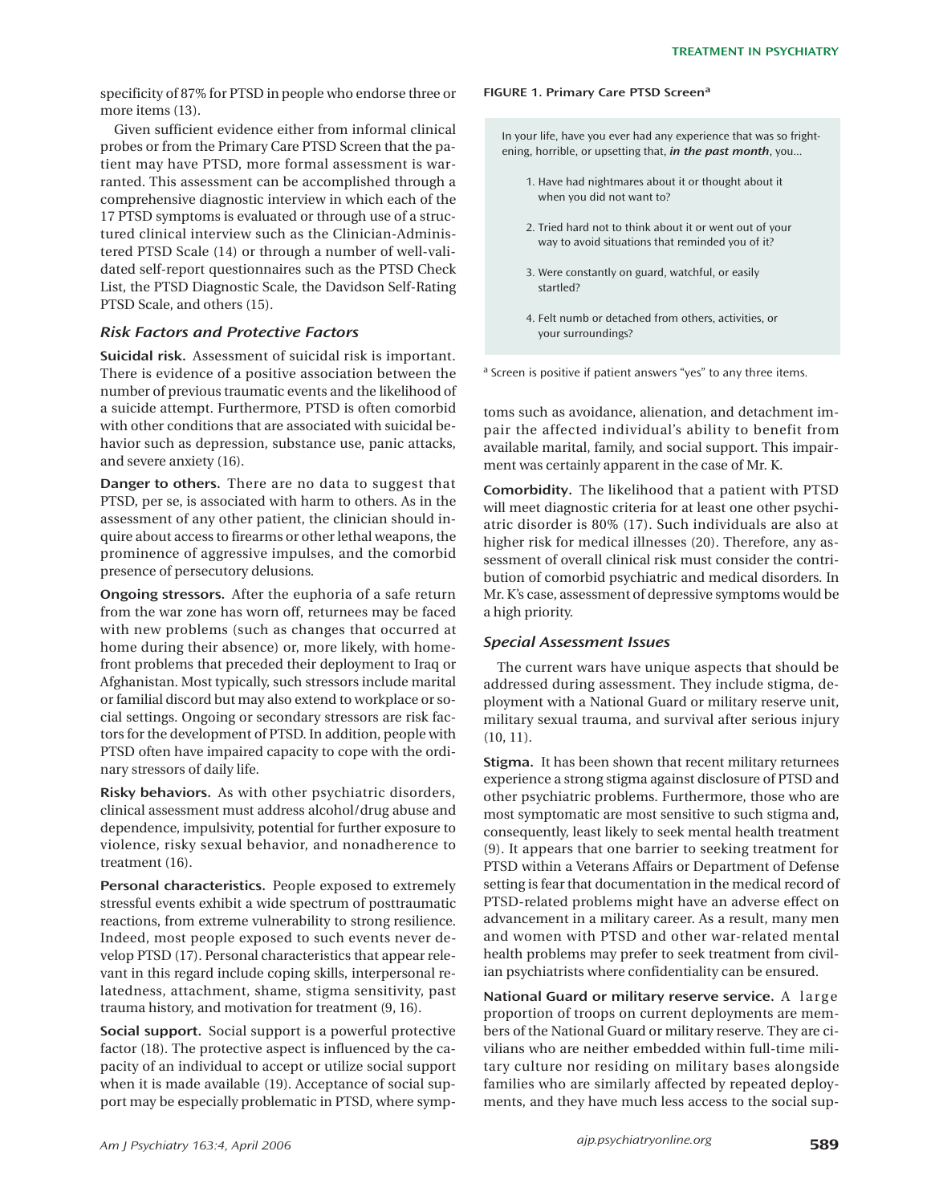specificity of 87% for PTSD in people who endorse three or more items (13).

Given sufficient evidence either from informal clinical probes or from the Primary Care PTSD Screen that the patient may have PTSD, more formal assessment is warranted. This assessment can be accomplished through a comprehensive diagnostic interview in which each of the 17 PTSD symptoms is evaluated or through use of a structured clinical interview such as the Clinician-Administered PTSD Scale (14) or through a number of well-validated self-report questionnaires such as the PTSD Check List, the PTSD Diagnostic Scale, the Davidson Self-Rating PTSD Scale, and others (15).

### *Risk Factors and Protective Factors*

**Suicidal risk.** Assessment of suicidal risk is important. There is evidence of a positive association between the number of previous traumatic events and the likelihood of a suicide attempt. Furthermore, PTSD is often comorbid with other conditions that are associated with suicidal behavior such as depression, substance use, panic attacks, and severe anxiety (16).

**Danger to others.** There are no data to suggest that PTSD, per se, is associated with harm to others. As in the assessment of any other patient, the clinician should inquire about access to firearms or other lethal weapons, the prominence of aggressive impulses, and the comorbid presence of persecutory delusions.

**Ongoing stressors.** After the euphoria of a safe return from the war zone has worn off, returnees may be faced with new problems (such as changes that occurred at home during their absence) or, more likely, with homefront problems that preceded their deployment to Iraq or Afghanistan. Most typically, such stressors include marital or familial discord but may also extend to workplace or social settings. Ongoing or secondary stressors are risk factors for the development of PTSD. In addition, people with PTSD often have impaired capacity to cope with the ordinary stressors of daily life.

**Risky behaviors.** As with other psychiatric disorders, clinical assessment must address alcohol/drug abuse and dependence, impulsivity, potential for further exposure to violence, risky sexual behavior, and nonadherence to treatment (16).

**Personal characteristics.** People exposed to extremely stressful events exhibit a wide spectrum of posttraumatic reactions, from extreme vulnerability to strong resilience. Indeed, most people exposed to such events never develop PTSD (17). Personal characteristics that appear relevant in this regard include coping skills, interpersonal relatedness, attachment, shame, stigma sensitivity, past trauma history, and motivation for treatment (9, 16).

**Social support.** Social support is a powerful protective factor (18). The protective aspect is influenced by the capacity of an individual to accept or utilize social support when it is made available (19). Acceptance of social support may be especially problematic in PTSD, where symptoms such as avoidance, alienation, and detachment impair the affected individual's ability to benefit from available marital, family, and social support. This impairment was certainly apparent in the case of Mr. K.

**FIGURE 1. Primary Care PTSD Screen[a]**

In your life, have you ever had any experience that was so frightening, horrible, or upsetting that, ***in the past month***, you…

1. Have had nightmares about it or thought about it when you did not want to?
2. Tried hard not to think about it or went out of your way to avoid situations that reminded you of it?
3. Were constantly on guard, watchful, or easily startled?
4. Felt numb or detached from others, activities, or your surroundings?

[a] Screen is positive if patient answers "yes" to any three items.

**Comorbidity.** The likelihood that a patient with PTSD will meet diagnostic criteria for at least one other psychiatric disorder is 80% (17). Such individuals are also at higher risk for medical illnesses (20). Therefore, any assessment of overall clinical risk must consider the contribution of comorbid psychiatric and medical disorders. In Mr. K's case, assessment of depressive symptoms would be a high priority.

### *Special Assessment Issues*

The current wars have unique aspects that should be addressed during assessment. They include stigma, deployment with a National Guard or military reserve unit, military sexual trauma, and survival after serious injury (10, 11).

**Stigma.** It has been shown that recent military returnees experience a strong stigma against disclosure of PTSD and other psychiatric problems. Furthermore, those who are most symptomatic are most sensitive to such stigma and, consequently, least likely to seek mental health treatment (9). It appears that one barrier to seeking treatment for PTSD within a Veterans Affairs or Department of Defense setting is fear that documentation in the medical record of PTSD-related problems might have an adverse effect on advancement in a military career. As a result, many men and women with PTSD and other war-related mental health problems may prefer to seek treatment from civilian psychiatrists where confidentiality can be ensured.

**National Guard or military reserve service.** A large proportion of troops on current deployments are members of the National Guard or military reserve. They are civilians who are neither embedded within full-time military culture nor residing on military bases alongside families who are similarly affected by repeated deployments, and they have much less access to the social sup-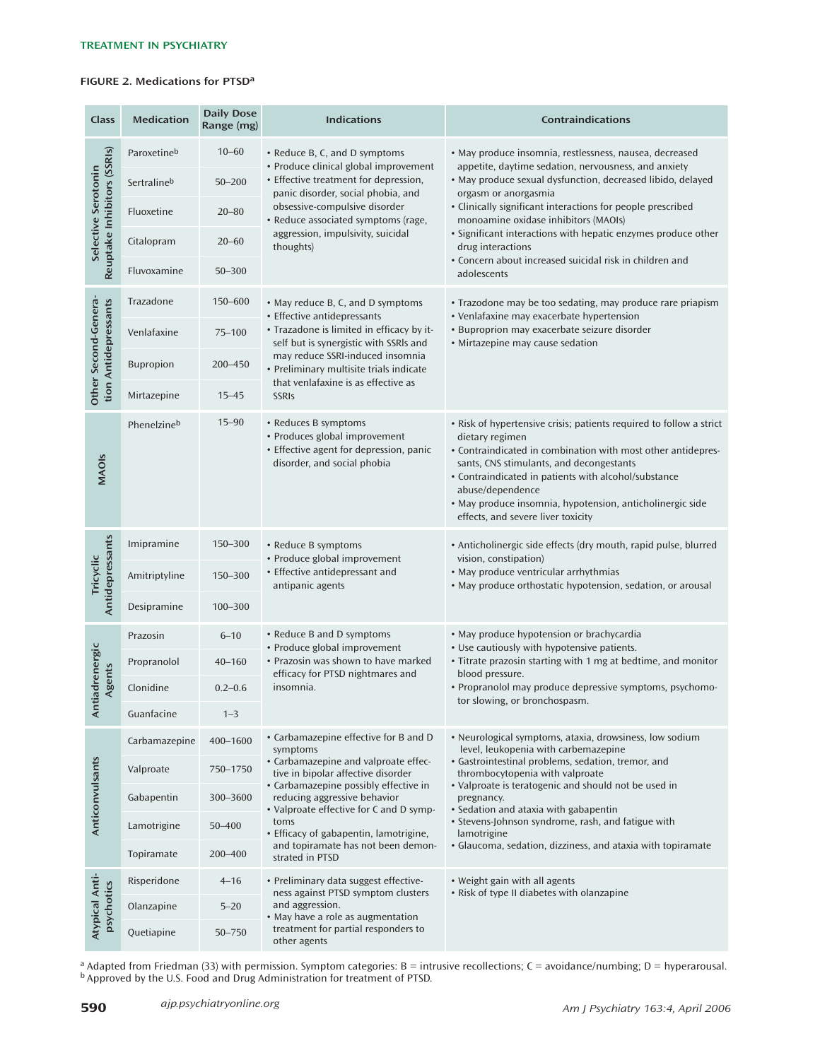**FIGURE 2. Medications for PTSD[a]**

| Class | Medication | Daily Dose Range (mg) | Indications | Contraindications |
|---|---|---|---|---|
| Selective Serotonin Reuptake Inhibitors (SSRIs) | Paroxetine[b] | 10–60 | • Reduce B, C, and D symptoms<br>• Produce clinical global improvement<br>• Effective treatment for depression, panic disorder, social phobia, and obsessive-compulsive disorder<br>• Reduce associated symptoms (rage, aggression, impulsivity, suicidal thoughts) | • May produce insomnia, restlessness, nausea, decreased appetite, daytime sedation, nervousness, and anxiety<br>• May produce sexual dysfunction, decreased libido, delayed orgasm or anorgasmia<br>• Clinically significant interactions for people prescribed monoamine oxidase inhibitors (MAOIs)<br>• Significant interactions with hepatic enzymes produce other drug interactions<br>• Concern about increased suicidal risk in children and adolescents |
| | Sertraline[b] | 50–200 | | |
| | Fluoxetine | 20–80 | | |
| | Citalopram | 20–60 | | |
| | Fluvoxamine | 50–300 | | |
| Other Second-Generation Antidepressants | Trazadone | 150–600 | • May reduce B, C, and D symptoms<br>• Effective antidepressants<br>• Trazodone is limited in efficacy by itself but is synergistic with SSRIs and may reduce SSRI-induced insomnia<br>• Preliminary multisite trials indicate that venlafaxine is as effective as SSRIs | • Trazodone may be too sedating, may produce rare priapism<br>• Venlafaxine may exacerbate hypertension<br>• Buproprion may exacerbate seizure disorder<br>• Mirtazepine may cause sedation |
| | Venlafaxine | 75–100 | | |
| | Bupropion | 200–450 | | |
| | Mirtazepine | 15–45 | | |
| MAOIs | Phenelzine[b] | 15–90 | • Reduces B symptoms<br>• Produces global improvement<br>• Effective agent for depression, panic disorder, and social phobia | • Risk of hypertensive crisis; patients required to follow a strict dietary regimen<br>• Contraindicated in combination with most other antidepressants, CNS stimulants, and decongestants<br>• Contraindicated in patients with alcohol/substance abuse/dependence<br>• May produce insomnia, hypotension, anticholinergic side effects, and severe liver toxicity |
| Tricyclic Antidepressants | Imipramine | 150–300 | • Reduce B symptoms<br>• Produce global improvement<br>• Effective antidepressant and antipanic agents | • Anticholinergic side effects (dry mouth, rapid pulse, blurred vision, constipation)<br>• May produce ventricular arrhythmias<br>• May produce orthostatic hypotension, sedation, or arousal |
| | Amitriptyline | 150–300 | | |
| | Desipramine | 100–300 | | |
| Antiadrenergic Agents | Prazosin | 6–10 | • Reduce B and D symptoms<br>• Produce global improvement<br>• Prazosin was shown to have marked efficacy for PTSD nightmares and insomnia. | • May produce hypotension or brachycardia<br>• Use cautiously with hypotensive patients.<br>• Titrate prazosin starting with 1 mg at bedtime, and monitor blood pressure.<br>• Propranolol may produce depressive symptoms, psychomotor slowing, or bronchospasm. |
| | Propranolol | 40–160 | | |
| | Clonidine | 0.2–0.6 | | |
| | Guanfacine | 1–3 | | |
| Anticonvulsants | Carbamazepine | 400–1600 | • Carbamazepine effective for B and D symptoms<br>• Carbamazepine and valproate effective in bipolar affective disorder<br>• Carbamazepine possibly effective in reducing aggressive behavior<br>• Valproate effective for C and D symptoms<br>• Efficacy of gabapentin, lamotrigine, and topiramate has not been demonstrated in PTSD | • Neurological symptoms, ataxia, drowsiness, low sodium level, leukopenia with carbemazepine<br>• Gastrointestinal problems, sedation, tremor, and thrombocytopenia with valproate<br>• Valproate is teratogenic and should not be used in pregnancy.<br>• Sedation and ataxia with gabapentin<br>• Stevens-Johnson syndrome, rash, and fatigue with lamotrigine<br>• Glaucoma, sedation, dizziness, and ataxia with topiramate |
| | Valproate | 750–1750 | | |
| | Gabapentin | 300–3600 | | |
| | Lamotrigine | 50–400 | | |
| | Topiramate | 200–400 | | |
| Atypical Antipsychotics | Risperidone | 4–16 | • Preliminary data suggest effectiveness against PTSD symptom clusters and aggression.<br>• May have a role as augmentation treatment for partial responders to other agents | • Weight gain with all agents<br>• Risk of type II diabetes with olanzapine |
| | Olanzapine | 5–20 | | |
| | Quetiapine | 50–750 | | |

[a] Adapted from Friedman (33) with permission. Symptom categories: B = intrusive recollections; C = avoidance/numbing; D = hyperarousal.
[b] Approved by the U.S. Food and Drug Administration for treatment of PTSD.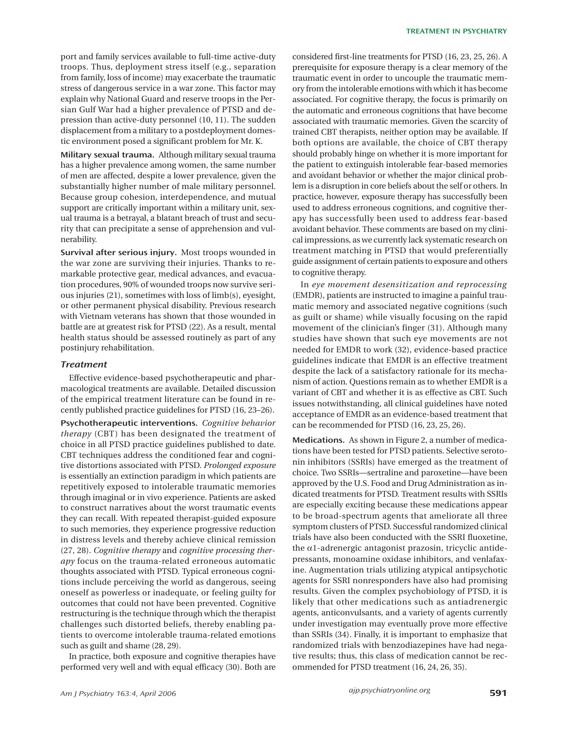port and family services available to full-time active-duty troops. Thus, deployment stress itself (e.g., separation from family, loss of income) may exacerbate the traumatic stress of dangerous service in a war zone. This factor may explain why National Guard and reserve troops in the Persian Gulf War had a higher prevalence of PTSD and depression than active-duty personnel (10, 11). The sudden displacement from a military to a postdeployment domestic environment posed a significant problem for Mr. K.

**Military sexual trauma.** Although military sexual trauma has a higher prevalence among women, the same number of men are affected, despite a lower prevalence, given the substantially higher number of male military personnel. Because group cohesion, interdependence, and mutual support are critically important within a military unit, sexual trauma is a betrayal, a blatant breach of trust and security that can precipitate a sense of apprehension and vulnerability.

**Survival after serious injury.** Most troops wounded in the war zone are surviving their injuries. Thanks to remarkable protective gear, medical advances, and evacuation procedures, 90% of wounded troops now survive serious injuries (21), sometimes with loss of limb(s), eyesight, or other permanent physical disability. Previous research with Vietnam veterans has shown that those wounded in battle are at greatest risk for PTSD (22). As a result, mental health status should be assessed routinely as part of any postinjury rehabilitation.

### *Treatment*

Effective evidence-based psychotherapeutic and pharmacological treatments are available. Detailed discussion of the empirical treatment literature can be found in recently published practice guidelines for PTSD (16, 23–26).

**Psychotherapeutic interventions.** *Cognitive behavior therapy* (CBT) has been designated the treatment of choice in all PTSD practice guidelines published to date. CBT techniques address the conditioned fear and cognitive distortions associated with PTSD. *Prolonged exposure* is essentially an extinction paradigm in which patients are repetitively exposed to intolerable traumatic memories through imaginal or in vivo experience. Patients are asked to construct narratives about the worst traumatic events they can recall. With repeated therapist-guided exposure to such memories, they experience progressive reduction in distress levels and thereby achieve clinical remission (27, 28). *Cognitive therapy* and *cognitive processing therapy* focus on the trauma-related erroneous automatic thoughts associated with PTSD. Typical erroneous cognitions include perceiving the world as dangerous, seeing oneself as powerless or inadequate, or feeling guilty for outcomes that could not have been prevented. Cognitive restructuring is the technique through which the therapist challenges such distorted beliefs, thereby enabling patients to overcome intolerable trauma-related emotions such as guilt and shame (28, 29).

In practice, both exposure and cognitive therapies have performed very well and with equal efficacy (30). Both are considered first-line treatments for PTSD (16, 23, 25, 26). A prerequisite for exposure therapy is a clear memory of the traumatic event in order to uncouple the traumatic memory from the intolerable emotions with which it has become associated. For cognitive therapy, the focus is primarily on the automatic and erroneous cognitions that have become associated with traumatic memories. Given the scarcity of trained CBT therapists, neither option may be available. If both options are available, the choice of CBT therapy should probably hinge on whether it is more important for the patient to extinguish intolerable fear-based memories and avoidant behavior or whether the major clinical problem is a disruption in core beliefs about the self or others. In practice, however, exposure therapy has successfully been used to address erroneous cognitions, and cognitive therapy has successfully been used to address fear-based avoidant behavior. These comments are based on my clinical impressions, as we currently lack systematic research on treatment matching in PTSD that would preferentially guide assignment of certain patients to exposure and others to cognitive therapy.

In *eye movement desensitization and reprocessing* (EMDR), patients are instructed to imagine a painful traumatic memory and associated negative cognitions (such as guilt or shame) while visually focusing on the rapid movement of the clinician's finger (31). Although many studies have shown that such eye movements are not needed for EMDR to work (32), evidence-based practice guidelines indicate that EMDR is an effective treatment despite the lack of a satisfactory rationale for its mechanism of action. Questions remain as to whether EMDR is a variant of CBT and whether it is as effective as CBT. Such issues notwithstanding, all clinical guidelines have noted acceptance of EMDR as an evidence-based treatment that can be recommended for PTSD (16, 23, 25, 26).

**Medications.** As shown in Figure 2, a number of medications have been tested for PTSD patients. Selective serotonin inhibitors (SSRIs) have emerged as the treatment of choice. Two SSRIs—sertraline and paroxetine—have been approved by the U.S. Food and Drug Administration as indicated treatments for PTSD. Treatment results with SSRIs are especially exciting because these medications appear to be broad-spectrum agents that ameliorate all three symptom clusters of PTSD. Successful randomized clinical trials have also been conducted with the SSRI fluoxetine, the $\alpha$1-adrenergic antagonist prazosin, tricyclic antidepressants, monoamine oxidase inhibitors, and venlafaxine. Augmentation trials utilizing atypical antipsychotic agents for SSRI nonresponders have also had promising results. Given the complex psychobiology of PTSD, it is likely that other medications such as antiadrenergic agents, anticonvulsants, and a variety of agents currently under investigation may eventually prove more effective than SSRIs (34). Finally, it is important to emphasize that randomized trials with benzodiazepines have had negative results; thus, this class of medication cannot be recommended for PTSD treatment (16, 24, 26, 35).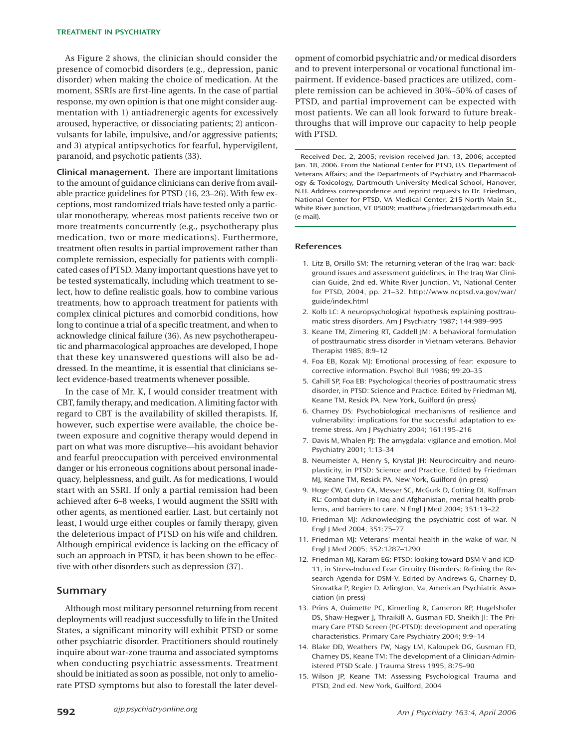As Figure 2 shows, the clinician should consider the presence of comorbid disorders (e.g., depression, panic disorder) when making the choice of medication. At the moment, SSRIs are first-line agents. In the case of partial response, my own opinion is that one might consider augmentation with 1) antiadrenergic agents for excessively aroused, hyperactive, or dissociating patients; 2) anticonvulsants for labile, impulsive, and/or aggressive patients; and 3) atypical antipsychotics for fearful, hypervigilent, paranoid, and psychotic patients (33).

**Clinical management.** There are important limitations to the amount of guidance clinicians can derive from available practice guidelines for PTSD (16, 23–26). With few exceptions, most randomized trials have tested only a particular monotherapy, whereas most patients receive two or more treatments concurrently (e.g., psychotherapy plus medication, two or more medications). Furthermore, treatment often results in partial improvement rather than complete remission, especially for patients with complicated cases of PTSD. Many important questions have yet to be tested systematically, including which treatment to select, how to define realistic goals, how to combine various treatments, how to approach treatment for patients with complex clinical pictures and comorbid conditions, how long to continue a trial of a specific treatment, and when to acknowledge clinical failure (36). As new psychotherapeutic and pharmacological approaches are developed, I hope that these key unanswered questions will also be addressed. In the meantime, it is essential that clinicians select evidence-based treatments whenever possible.

In the case of Mr. K, I would consider treatment with CBT, family therapy, and medication. A limiting factor with regard to CBT is the availability of skilled therapists. If, however, such expertise were available, the choice between exposure and cognitive therapy would depend in part on what was more disruptive—his avoidant behavior and fearful preoccupation with perceived environmental danger or his erroneous cognitions about personal inadequacy, helplessness, and guilt. As for medications, I would start with an SSRI. If only a partial remission had been achieved after 6–8 weeks, I would augment the SSRI with other agents, as mentioned earlier. Last, but certainly not least, I would urge either couples or family therapy, given the deleterious impact of PTSD on his wife and children. Although empirical evidence is lacking on the efficacy of such an approach in PTSD, it has been shown to be effective with other disorders such as depression (37).

## Summary

Although most military personnel returning from recent deployments will readjust successfully to life in the United States, a significant minority will exhibit PTSD or some other psychiatric disorder. Practitioners should routinely inquire about war-zone trauma and associated symptoms when conducting psychiatric assessments. Treatment should be initiated as soon as possible, not only to ameliorate PTSD symptoms but also to forestall the later development of comorbid psychiatric and/or medical disorders and to prevent interpersonal or vocational functional impairment. If evidence-based practices are utilized, complete remission can be achieved in 30%–50% of cases of PTSD, and partial improvement can be expected with most patients. We can all look forward to future breakthroughs that will improve our capacity to help people with PTSD.

Received Dec. 2, 2005; revision received Jan. 13, 2006; accepted Jan. 18, 2006. From the National Center for PTSD, U.S. Department of Veterans Affairs; and the Departments of Psychiatry and Pharmacology & Toxicology, Dartmouth University Medical School, Hanover, N.H. Address correspondence and reprint requests to Dr. Friedman, National Center for PTSD, VA Medical Center, 215 North Main St., White River Junction, VT 05009; matthew.j.friedman@dartmouth.edu (e-mail).

## References

1. Litz B, Orsillo SM: The returning veteran of the Iraq war: background issues and assessment guidelines, in The Iraq War Clinician Guide, 2nd ed. White River Junction, Vt, National Center for PTSD, 2004, pp. 21–32. http://www.ncptsd.va.gov/war/guide/index.html
2. Kolb LC: A neuropsychological hypothesis explaining posttraumatic stress disorders. Am J Psychiatry 1987; 144:989–995
3. Keane TM, Zimering RT, Caddell JM: A behavioral formulation of posttraumatic stress disorder in Vietnam veterans. Behavior Therapist 1985; 8:9–12
4. Foa EB, Kozak MJ: Emotional processing of fear: exposure to corrective information. Psychol Bull 1986; 99:20–35
5. Cahill SP, Foa EB: Psychological theories of posttraumatic stress disorder, in PTSD: Science and Practice. Edited by Friedman MJ, Keane TM, Resick PA. New York, Guilford (in press)
6. Charney DS: Psychobiological mechanisms of resilience and vulnerability: implications for the successful adaptation to extreme stress. Am J Psychiatry 2004; 161:195–216
7. Davis M, Whalen PJ: The amygdala: vigilance and emotion. Mol Psychiatry 2001; 1:13–34
8. Neumeister A, Henry S, Krystal JH: Neurocircuitry and neuroplasticity, in PTSD: Science and Practice. Edited by Friedman MJ, Keane TM, Resick PA. New York, Guilford (in press)
9. Hoge CW, Castro CA, Messer SC, McGurk D, Cotting DI, Koffman RL: Combat duty in Iraq and Afghanistan, mental health problems, and barriers to care. N Engl J Med 2004; 351:13–22
10. Friedman MJ: Acknowledging the psychiatric cost of war. N Engl J Med 2004; 351:75–77
11. Friedman MJ: Veterans' mental health in the wake of war. N Engl J Med 2005; 352:1287–1290
12. Friedman MJ, Karam EG: PTSD: looking toward DSM-V and ICD-11, in Stress-Induced Fear Circuitry Disorders: Refining the Research Agenda for DSM-V. Edited by Andrews G, Charney D, Sirovatka P, Regier D. Arlington, Va, American Psychiatric Association (in press)
13. Prins A, Ouimette PC, Kimerling R, Cameron RP, Hugelshofer DS, Shaw-Hegwer J, Thraikill A, Gusman FD, Sheikh JI: The Primary Care PTSD Screen (PC-PTSD): development and operating characteristics. Primary Care Psychiatry 2004; 9:9–14
14. Blake DD, Weathers FW, Nagy LM, Kaloupek DG, Gusman FD, Charney DS, Keane TM: The development of a Clinician-Administered PTSD Scale. J Trauma Stress 1995; 8:75–90
15. Wilson JP, Keane TM: Assessing Psychological Trauma and PTSD, 2nd ed. New York, Guilford, 2004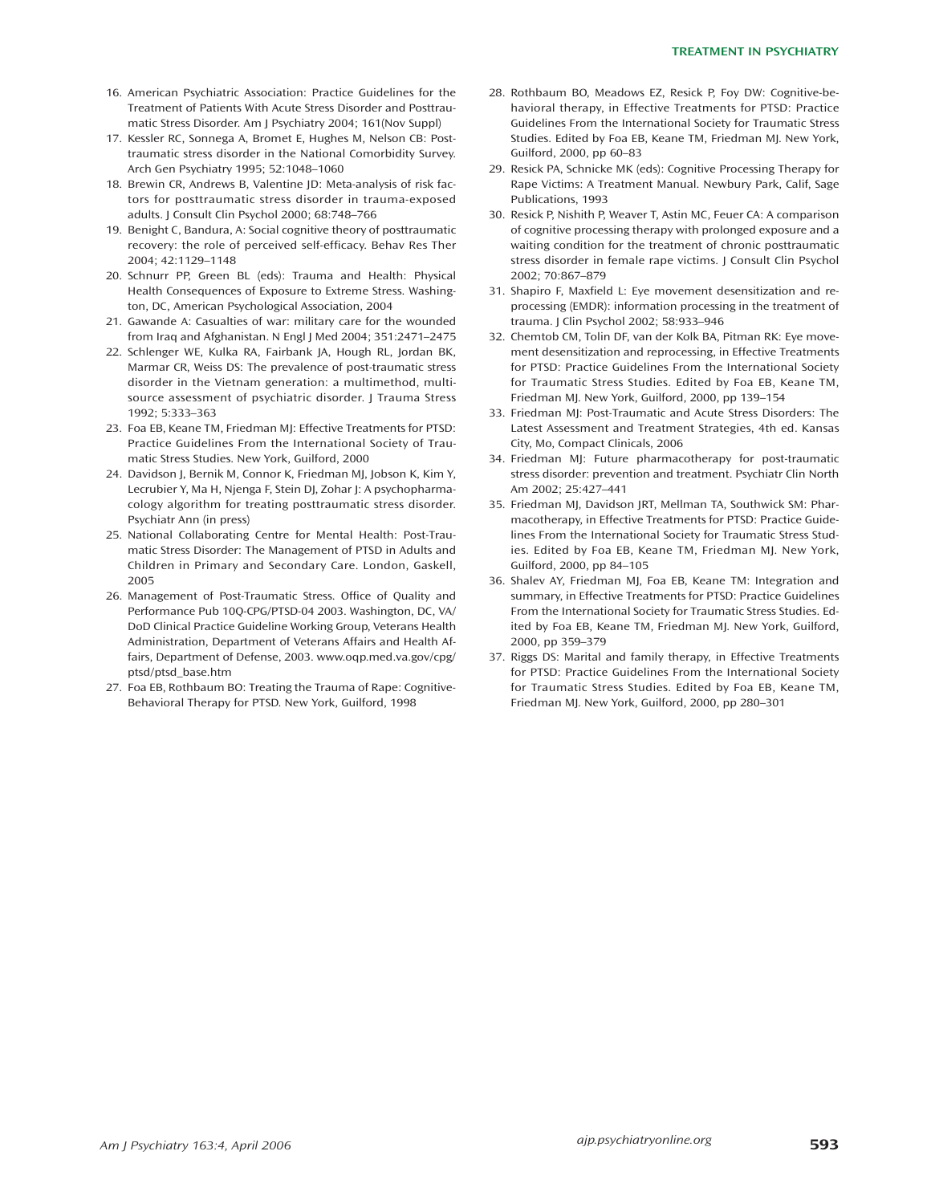16. American Psychiatric Association: Practice Guidelines for the Treatment of Patients With Acute Stress Disorder and Posttraumatic Stress Disorder. Am J Psychiatry 2004; 161(Nov Suppl)
17. Kessler RC, Sonnega A, Bromet E, Hughes M, Nelson CB: Posttraumatic stress disorder in the National Comorbidity Survey. Arch Gen Psychiatry 1995; 52:1048–1060
18. Brewin CR, Andrews B, Valentine JD: Meta-analysis of risk factors for posttraumatic stress disorder in trauma-exposed adults. J Consult Clin Psychol 2000; 68:748–766
19. Benight C, Bandura, A: Social cognitive theory of posttraumatic recovery: the role of perceived self-efficacy. Behav Res Ther 2004; 42:1129–1148
20. Schnurr PP, Green BL (eds): Trauma and Health: Physical Health Consequences of Exposure to Extreme Stress. Washington, DC, American Psychological Association, 2004
21. Gawande A: Casualties of war: military care for the wounded from Iraq and Afghanistan. N Engl J Med 2004; 351:2471–2475
22. Schlenger WE, Kulka RA, Fairbank JA, Hough RL, Jordan BK, Marmar CR, Weiss DS: The prevalence of post-traumatic stress disorder in the Vietnam generation: a multimethod, multisource assessment of psychiatric disorder. J Trauma Stress 1992; 5:333–363
23. Foa EB, Keane TM, Friedman MJ: Effective Treatments for PTSD: Practice Guidelines From the International Society of Traumatic Stress Studies. New York, Guilford, 2000
24. Davidson J, Bernik M, Connor K, Friedman MJ, Jobson K, Kim Y, Lecrubier Y, Ma H, Njenga F, Stein DJ, Zohar J: A psychopharmacology algorithm for treating posttraumatic stress disorder. Psychiatr Ann (in press)
25. National Collaborating Centre for Mental Health: Post-Traumatic Stress Disorder: The Management of PTSD in Adults and Children in Primary and Secondary Care. London, Gaskell, 2005
26. Management of Post-Traumatic Stress. Office of Quality and Performance Pub 10Q-CPG/PTSD-04 2003. Washington, DC, VA/DoD Clinical Practice Guideline Working Group, Veterans Health Administration, Department of Veterans Affairs and Health Affairs, Department of Defense, 2003. www.oqp.med.va.gov/cpg/ptsd/ptsd_base.htm
27. Foa EB, Rothbaum BO: Treating the Trauma of Rape: Cognitive-Behavioral Therapy for PTSD. New York, Guilford, 1998
28. Rothbaum BO, Meadows EZ, Resick P, Foy DW: Cognitive-behavioral therapy, in Effective Treatments for PTSD: Practice Guidelines From the International Society for Traumatic Stress Studies. Edited by Foa EB, Keane TM, Friedman MJ. New York, Guilford, 2000, pp 60–83
29. Resick PA, Schnicke MK (eds): Cognitive Processing Therapy for Rape Victims: A Treatment Manual. Newbury Park, Calif, Sage Publications, 1993
30. Resick P, Nishith P, Weaver T, Astin MC, Feuer CA: A comparison of cognitive processing therapy with prolonged exposure and a waiting condition for the treatment of chronic posttraumatic stress disorder in female rape victims. J Consult Clin Psychol 2002; 70:867–879
31. Shapiro F, Maxfield L: Eye movement desensitization and reprocessing (EMDR): information processing in the treatment of trauma. J Clin Psychol 2002; 58:933–946
32. Chemtob CM, Tolin DF, van der Kolk BA, Pitman RK: Eye movement desensitization and reprocessing, in Effective Treatments for PTSD: Practice Guidelines From the International Society for Traumatic Stress Studies. Edited by Foa EB, Keane TM, Friedman MJ. New York, Guilford, 2000, pp 139–154
33. Friedman MJ: Post-Traumatic and Acute Stress Disorders: The Latest Assessment and Treatment Strategies, 4th ed. Kansas City, Mo, Compact Clinicals, 2006
34. Friedman MJ: Future pharmacotherapy for post-traumatic stress disorder: prevention and treatment. Psychiatr Clin North Am 2002; 25:427–441
35. Friedman MJ, Davidson JRT, Mellman TA, Southwick SM: Pharmacotherapy, in Effective Treatments for PTSD: Practice Guidelines From the International Society for Traumatic Stress Studies. Edited by Foa EB, Keane TM, Friedman MJ. New York, Guilford, 2000, pp 84–105
36. Shalev AY, Friedman MJ, Foa EB, Keane TM: Integration and summary, in Effective Treatments for PTSD: Practice Guidelines From the International Society for Traumatic Stress Studies. Edited by Foa EB, Keane TM, Friedman MJ. New York, Guilford, 2000, pp 359–379
37. Riggs DS: Marital and family therapy, in Effective Treatments for PTSD: Practice Guidelines From the International Society for Traumatic Stress Studies. Edited by Foa EB, Keane TM, Friedman MJ. New York, Guilford, 2000, pp 280–301